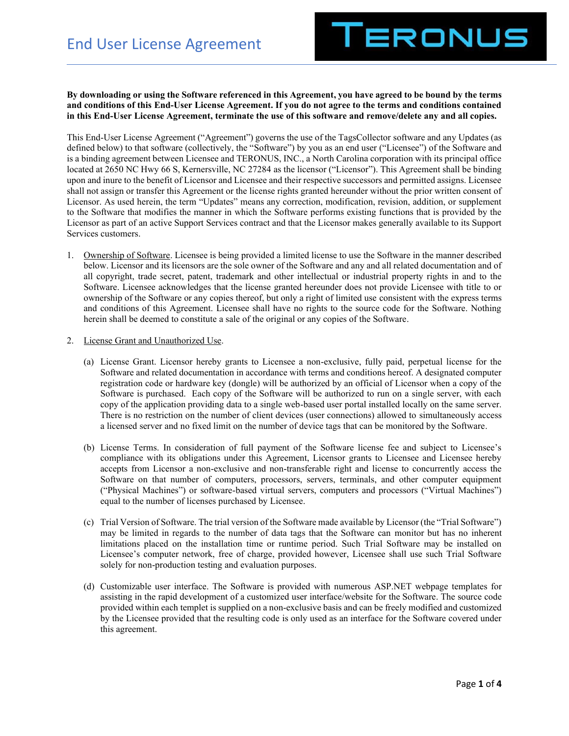# End User License Agreement

TERONUS

**By downloading or using the Software referenced in this Agreement, you have agreed to be bound by the terms and conditions of this End-User License Agreement. If you do not agree to the terms and conditions contained in this End-User License Agreement, terminate the use of this software and remove/delete any and all copies.**

This End-User License Agreement ("Agreement") governs the use of the TagsCollector software and any Updates (as defined below) to that software (collectively, the "Software") by you as an end user ("Licensee") of the Software and is a binding agreement between Licensee and TERONUS, INC., a North Carolina corporation with its principal office located at 2650 NC Hwy 66 S, Kernersville, NC 27284 as the licensor ("Licensor"). This Agreement shall be binding upon and inure to the benefit of Licensor and Licensee and their respective successors and permitted assigns. Licensee shall not assign or transfer this Agreement or the license rights granted hereunder without the prior written consent of Licensor. As used herein, the term "Updates" means any correction, modification, revision, addition, or supplement to the Software that modifies the manner in which the Software performs existing functions that is provided by the Licensor as part of an active Support Services contract and that the Licensor makes generally available to its Support Services customers.

1. <u>Ownership of Software</u>. Licensee is being provided a limited license to use the Software in the manner described below. Licensor and its licensors are the sole owner of the Software and any and all related documentation and of all copyright, trade secret, patent, trademark and other intellectual or industrial property rights in and to the Software. Licensee acknowledges that the license granted hereunder does not provide Licensee with title to or ownership of the Software or any copies thereof, but only a right of limited use consistent with the express terms and conditions of this Agreement. Licensee shall have no rights to the source code for the Software. Nothing herein shall be deemed to constitute a sale of the original or any copies of the Software.

2. <u>License Grant and Unauthorized Use</u>.

   (a) License Grant. Licensor hereby grants to Licensee a non-exclusive, fully paid, perpetual license for the Software and related documentation in accordance with terms and conditions hereof. A designated computer registration code or hardware key (dongle) will be authorized by an official of Licensor when a copy of the Software is purchased. Each copy of the Software will be authorized to run on a single server, with each copy of the application providing data to a single web-based user portal installed locally on the same server. There is no restriction on the number of client devices (user connections) allowed to simultaneously access a licensed server and no fixed limit on the number of device tags that can be monitored by the Software.

   (b) License Terms. In consideration of full payment of the Software license fee and subject to Licensee's compliance with its obligations under this Agreement, Licensor grants to Licensee and Licensee hereby accepts from Licensor a non-exclusive and non-transferable right and license to concurrently access the Software on that number of computers, processors, servers, terminals, and other computer equipment ("Physical Machines") or software-based virtual servers, computers and processors ("Virtual Machines") equal to the number of licenses purchased by Licensee.

   (c) Trial Version of Software. The trial version of the Software made available by Licensor (the "Trial Software") may be limited in regards to the number of data tags that the Software can monitor but has no inherent limitations placed on the installation time or runtime period. Such Trial Software may be installed on Licensee's computer network, free of charge, provided however, Licensee shall use such Trial Software solely for non-production testing and evaluation purposes.

   (d) Customizable user interface. The Software is provided with numerous ASP.NET webpage templates for assisting in the rapid development of a customized user interface/website for the Software. The source code provided within each templet is supplied on a non-exclusive basis and can be freely modified and customized by the Licensee provided that the resulting code is only used as an interface for the Software covered under this agreement.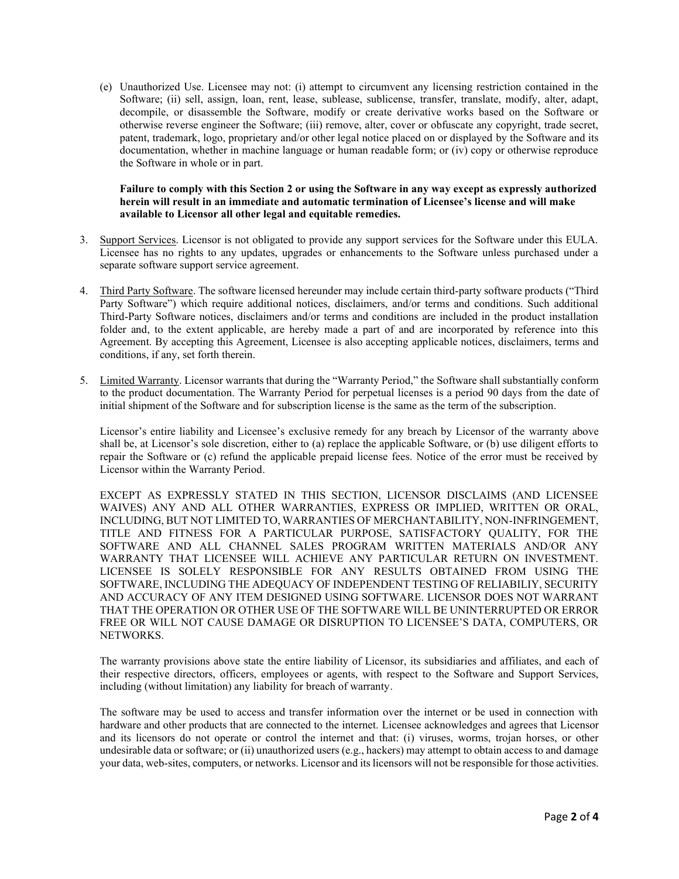(e) Unauthorized Use. Licensee may not: (i) attempt to circumvent any licensing restriction contained in the Software; (ii) sell, assign, loan, rent, lease, sublease, sublicense, transfer, translate, modify, alter, adapt, decompile, or disassemble the Software, modify or create derivative works based on the Software or otherwise reverse engineer the Software; (iii) remove, alter, cover or obfuscate any copyright, trade secret, patent, trademark, logo, proprietary and/or other legal notice placed on or displayed by the Software and its documentation, whether in machine language or human readable form; or (iv) copy or otherwise reproduce the Software in whole or in part.

**Failure to comply with this Section 2 or using the Software in any way except as expressly authorized herein will result in an immediate and automatic termination of Licensee's license and will make available to Licensor all other legal and equitable remedies.**

3. Support Services. Licensor is not obligated to provide any support services for the Software under this EULA. Licensee has no rights to any updates, upgrades or enhancements to the Software unless purchased under a separate software support service agreement.

4. Third Party Software. The software licensed hereunder may include certain third-party software products ("Third Party Software") which require additional notices, disclaimers, and/or terms and conditions. Such additional Third-Party Software notices, disclaimers and/or terms and conditions are included in the product installation folder and, to the extent applicable, are hereby made a part of and are incorporated by reference into this Agreement. By accepting this Agreement, Licensee is also accepting applicable notices, disclaimers, terms and conditions, if any, set forth therein.

5. Limited Warranty. Licensor warrants that during the "Warranty Period," the Software shall substantially conform to the product documentation. The Warranty Period for perpetual licenses is a period 90 days from the date of initial shipment of the Software and for subscription license is the same as the term of the subscription.

   Licensor's entire liability and Licensee's exclusive remedy for any breach by Licensor of the warranty above shall be, at Licensor's sole discretion, either to (a) replace the applicable Software, or (b) use diligent efforts to repair the Software or (c) refund the applicable prepaid license fees. Notice of the error must be received by Licensor within the Warranty Period.

   EXCEPT AS EXPRESSLY STATED IN THIS SECTION, LICENSOR DISCLAIMS (AND LICENSEE WAIVES) ANY AND ALL OTHER WARRANTIES, EXPRESS OR IMPLIED, WRITTEN OR ORAL, INCLUDING, BUT NOT LIMITED TO, WARRANTIES OF MERCHANTABILITY, NON-INFRINGEMENT, TITLE AND FITNESS FOR A PARTICULAR PURPOSE, SATISFACTORY QUALITY, FOR THE SOFTWARE AND ALL CHANNEL SALES PROGRAM WRITTEN MATERIALS AND/OR ANY WARRANTY THAT LICENSEE WILL ACHIEVE ANY PARTICULAR RETURN ON INVESTMENT. LICENSEE IS SOLELY RESPONSIBLE FOR ANY RESULTS OBTAINED FROM USING THE SOFTWARE, INCLUDING THE ADEQUACY OF INDEPENDENT TESTING OF RELIABILIY, SECURITY AND ACCURACY OF ANY ITEM DESIGNED USING SOFTWARE. LICENSOR DOES NOT WARRANT THAT THE OPERATION OR OTHER USE OF THE SOFTWARE WILL BE UNINTERRUPTED OR ERROR FREE OR WILL NOT CAUSE DAMAGE OR DISRUPTION TO LICENSEE'S DATA, COMPUTERS, OR NETWORKS.

   The warranty provisions above state the entire liability of Licensor, its subsidiaries and affiliates, and each of their respective directors, officers, employees or agents, with respect to the Software and Support Services, including (without limitation) any liability for breach of warranty.

   The software may be used to access and transfer information over the internet or be used in connection with hardware and other products that are connected to the internet. Licensee acknowledges and agrees that Licensor and its licensors do not operate or control the internet and that: (i) viruses, worms, trojan horses, or other undesirable data or software; or (ii) unauthorized users (e.g., hackers) may attempt to obtain access to and damage your data, web-sites, computers, or networks. Licensor and its licensors will not be responsible for those activities.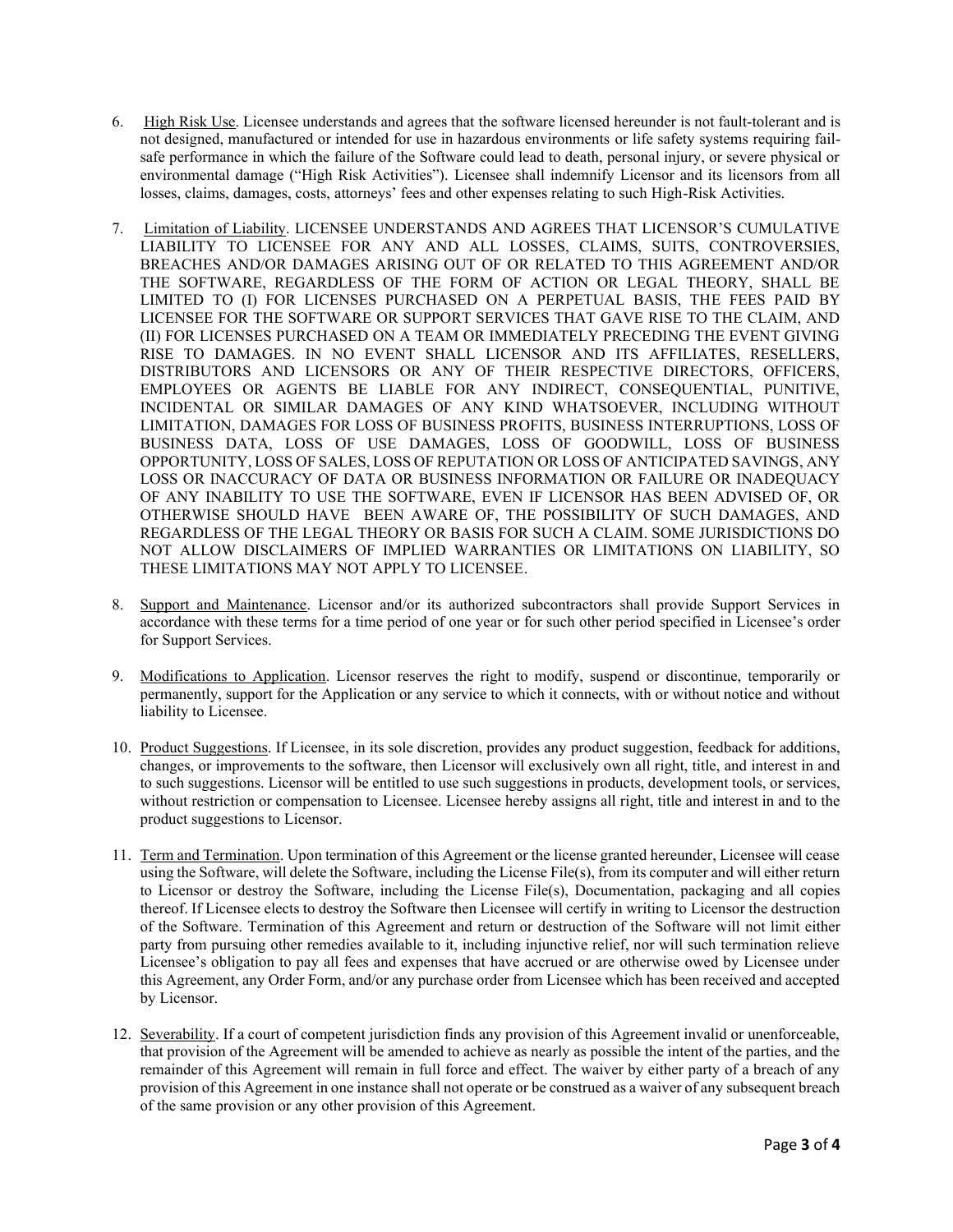6. <u>High Risk Use</u>. Licensee understands and agrees that the software licensed hereunder is not fault-tolerant and is not designed, manufactured or intended for use in hazardous environments or life safety systems requiring fail-safe performance in which the failure of the Software could lead to death, personal injury, or severe physical or environmental damage ("High Risk Activities"). Licensee shall indemnify Licensor and its licensors from all losses, claims, damages, costs, attorneys' fees and other expenses relating to such High-Risk Activities.

7. <u>Limitation of Liability</u>. LICENSEE UNDERSTANDS AND AGREES THAT LICENSOR'S CUMULATIVE LIABILITY TO LICENSEE FOR ANY AND ALL LOSSES, CLAIMS, SUITS, CONTROVERSIES, BREACHES AND/OR DAMAGES ARISING OUT OF OR RELATED TO THIS AGREEMENT AND/OR THE SOFTWARE, REGARDLESS OF THE FORM OF ACTION OR LEGAL THEORY, SHALL BE LIMITED TO (I) FOR LICENSES PURCHASED ON A PERPETUAL BASIS, THE FEES PAID BY LICENSEE FOR THE SOFTWARE OR SUPPORT SERVICES THAT GAVE RISE TO THE CLAIM, AND (II) FOR LICENSES PURCHASED ON A TEAM OR IMMEDIATELY PRECEDING THE EVENT GIVING RISE TO DAMAGES. IN NO EVENT SHALL LICENSOR AND ITS AFFILIATES, RESELLERS, DISTRIBUTORS AND LICENSORS OR ANY OF THEIR RESPECTIVE DIRECTORS, OFFICERS, EMPLOYEES OR AGENTS BE LIABLE FOR ANY INDIRECT, CONSEQUENTIAL, PUNITIVE, INCIDENTAL OR SIMILAR DAMAGES OF ANY KIND WHATSOEVER, INCLUDING WITHOUT LIMITATION, DAMAGES FOR LOSS OF BUSINESS PROFITS, BUSINESS INTERRUPTIONS, LOSS OF BUSINESS DATA, LOSS OF USE DAMAGES, LOSS OF GOODWILL, LOSS OF BUSINESS OPPORTUNITY, LOSS OF SALES, LOSS OF REPUTATION OR LOSS OF ANTICIPATED SAVINGS, ANY LOSS OR INACCURACY OF DATA OR BUSINESS INFORMATION OR FAILURE OR INADEQUACY OF ANY INABILITY TO USE THE SOFTWARE, EVEN IF LICENSOR HAS BEEN ADVISED OF, OR OTHERWISE SHOULD HAVE BEEN AWARE OF, THE POSSIBILITY OF SUCH DAMAGES, AND REGARDLESS OF THE LEGAL THEORY OR BASIS FOR SUCH A CLAIM. SOME JURISDICTIONS DO NOT ALLOW DISCLAIMERS OF IMPLIED WARRANTIES OR LIMITATIONS ON LIABILITY, SO THESE LIMITATIONS MAY NOT APPLY TO LICENSEE.

8. <u>Support and Maintenance</u>. Licensor and/or its authorized subcontractors shall provide Support Services in accordance with these terms for a time period of one year or for such other period specified in Licensee's order for Support Services.

9. <u>Modifications to Application</u>. Licensor reserves the right to modify, suspend or discontinue, temporarily or permanently, support for the Application or any service to which it connects, with or without notice and without liability to Licensee.

10. <u>Product Suggestions</u>. If Licensee, in its sole discretion, provides any product suggestion, feedback for additions, changes, or improvements to the software, then Licensor will exclusively own all right, title, and interest in and to such suggestions. Licensor will be entitled to use such suggestions in products, development tools, or services, without restriction or compensation to Licensee. Licensee hereby assigns all right, title and interest in and to the product suggestions to Licensor.

11. <u>Term and Termination</u>. Upon termination of this Agreement or the license granted hereunder, Licensee will cease using the Software, will delete the Software, including the License File(s), from its computer and will either return to Licensor or destroy the Software, including the License File(s), Documentation, packaging and all copies thereof. If Licensee elects to destroy the Software then Licensee will certify in writing to Licensor the destruction of the Software. Termination of this Agreement and return or destruction of the Software will not limit either party from pursuing other remedies available to it, including injunctive relief, nor will such termination relieve Licensee's obligation to pay all fees and expenses that have accrued or are otherwise owed by Licensee under this Agreement, any Order Form, and/or any purchase order from Licensee which has been received and accepted by Licensor.

12. <u>Severability</u>. If a court of competent jurisdiction finds any provision of this Agreement invalid or unenforceable, that provision of the Agreement will be amended to achieve as nearly as possible the intent of the parties, and the remainder of this Agreement will remain in full force and effect. The waiver by either party of a breach of any provision of this Agreement in one instance shall not operate or be construed as a waiver of any subsequent breach of the same provision or any other provision of this Agreement.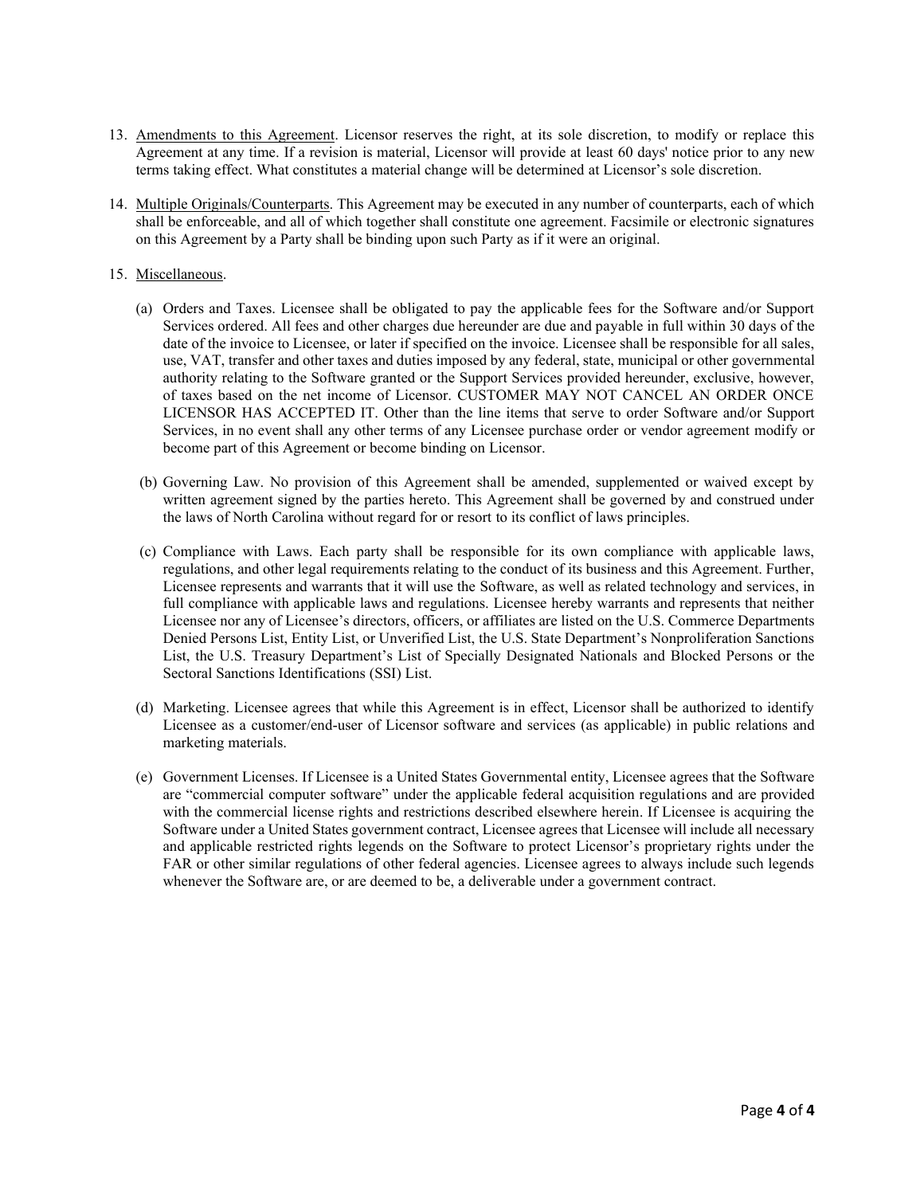13. Amendments to this Agreement. Licensor reserves the right, at its sole discretion, to modify or replace this Agreement at any time. If a revision is material, Licensor will provide at least 60 days' notice prior to any new terms taking effect. What constitutes a material change will be determined at Licensor's sole discretion.

14. Multiple Originals/Counterparts. This Agreement may be executed in any number of counterparts, each of which shall be enforceable, and all of which together shall constitute one agreement. Facsimile or electronic signatures on this Agreement by a Party shall be binding upon such Party as if it were an original.

15. Miscellaneous.

    (a) Orders and Taxes. Licensee shall be obligated to pay the applicable fees for the Software and/or Support Services ordered. All fees and other charges due hereunder are due and payable in full within 30 days of the date of the invoice to Licensee, or later if specified on the invoice. Licensee shall be responsible for all sales, use, VAT, transfer and other taxes and duties imposed by any federal, state, municipal or other governmental authority relating to the Software granted or the Support Services provided hereunder, exclusive, however, of taxes based on the net income of Licensor. CUSTOMER MAY NOT CANCEL AN ORDER ONCE LICENSOR HAS ACCEPTED IT. Other than the line items that serve to order Software and/or Support Services, in no event shall any other terms of any Licensee purchase order or vendor agreement modify or become part of this Agreement or become binding on Licensor.

    (b) Governing Law. No provision of this Agreement shall be amended, supplemented or waived except by written agreement signed by the parties hereto. This Agreement shall be governed by and construed under the laws of North Carolina without regard for or resort to its conflict of laws principles.

    (c) Compliance with Laws. Each party shall be responsible for its own compliance with applicable laws, regulations, and other legal requirements relating to the conduct of its business and this Agreement. Further, Licensee represents and warrants that it will use the Software, as well as related technology and services, in full compliance with applicable laws and regulations. Licensee hereby warrants and represents that neither Licensee nor any of Licensee's directors, officers, or affiliates are listed on the U.S. Commerce Departments Denied Persons List, Entity List, or Unverified List, the U.S. State Department's Nonproliferation Sanctions List, the U.S. Treasury Department's List of Specially Designated Nationals and Blocked Persons or the Sectoral Sanctions Identifications (SSI) List.

    (d) Marketing. Licensee agrees that while this Agreement is in effect, Licensor shall be authorized to identify Licensee as a customer/end-user of Licensor software and services (as applicable) in public relations and marketing materials.

    (e) Government Licenses. If Licensee is a United States Governmental entity, Licensee agrees that the Software are "commercial computer software" under the applicable federal acquisition regulations and are provided with the commercial license rights and restrictions described elsewhere herein. If Licensee is acquiring the Software under a United States government contract, Licensee agrees that Licensee will include all necessary and applicable restricted rights legends on the Software to protect Licensor's proprietary rights under the FAR or other similar regulations of other federal agencies. Licensee agrees to always include such legends whenever the Software are, or are deemed to be, a deliverable under a government contract.